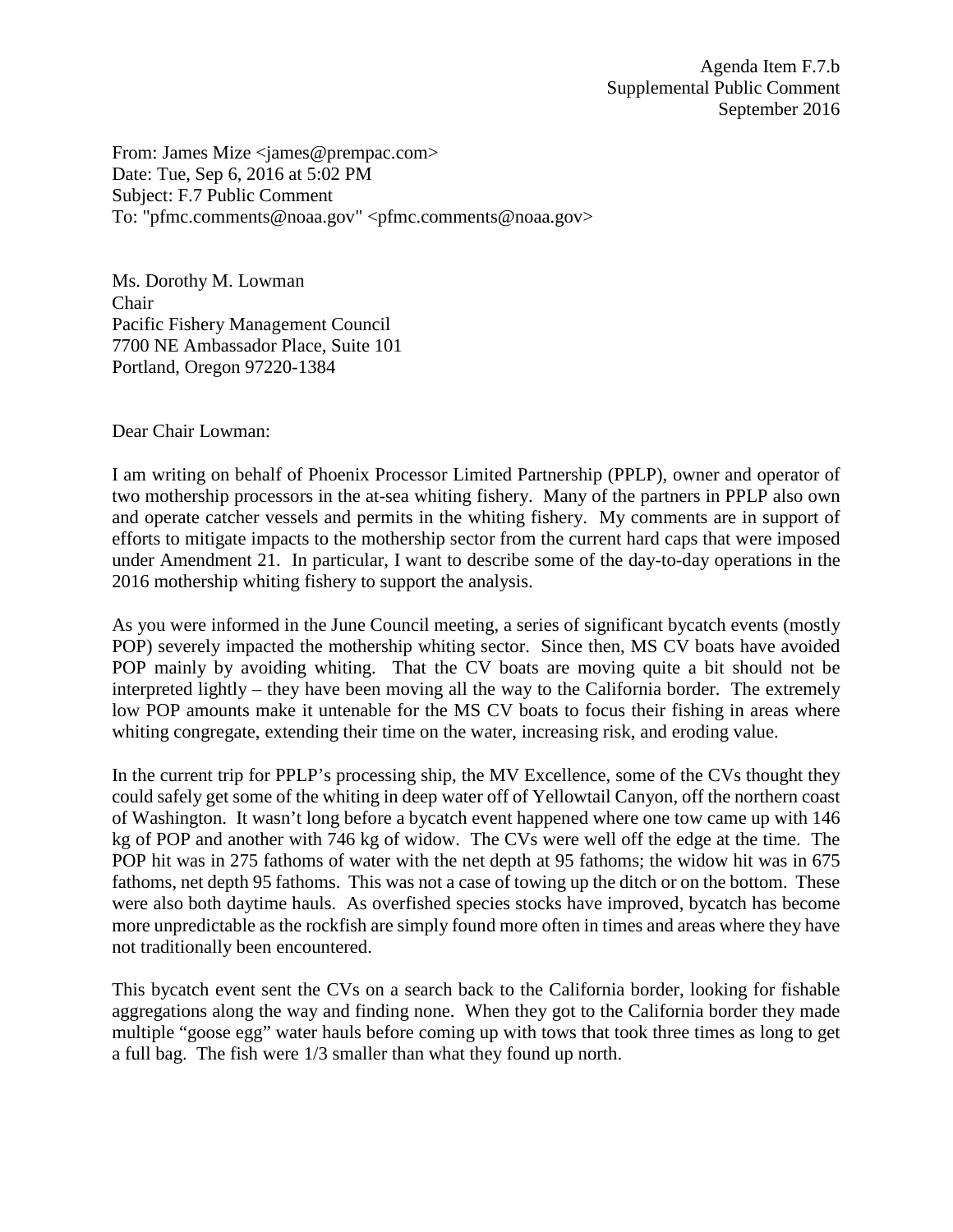Agenda Item F.7.b
Supplemental Public Comment
September 2016

From: James Mize <james@prempac.com>
Date: Tue, Sep 6, 2016 at 5:02 PM
Subject: F.7 Public Comment
To: "pfmc.comments@noaa.gov" <pfmc.comments@noaa.gov>

Ms. Dorothy M. Lowman
Chair
Pacific Fishery Management Council
7700 NE Ambassador Place, Suite 101
Portland, Oregon 97220-1384

Dear Chair Lowman:

I am writing on behalf of Phoenix Processor Limited Partnership (PPLP), owner and operator of two mothership processors in the at-sea whiting fishery. Many of the partners in PPLP also own and operate catcher vessels and permits in the whiting fishery. My comments are in support of efforts to mitigate impacts to the mothership sector from the current hard caps that were imposed under Amendment 21. In particular, I want to describe some of the day-to-day operations in the 2016 mothership whiting fishery to support the analysis.

As you were informed in the June Council meeting, a series of significant bycatch events (mostly POP) severely impacted the mothership whiting sector. Since then, MS CV boats have avoided POP mainly by avoiding whiting. That the CV boats are moving quite a bit should not be interpreted lightly – they have been moving all the way to the California border. The extremely low POP amounts make it untenable for the MS CV boats to focus their fishing in areas where whiting congregate, extending their time on the water, increasing risk, and eroding value.

In the current trip for PPLP's processing ship, the MV Excellence, some of the CVs thought they could safely get some of the whiting in deep water off of Yellowtail Canyon, off the northern coast of Washington. It wasn't long before a bycatch event happened where one tow came up with 146 kg of POP and another with 746 kg of widow. The CVs were well off the edge at the time. The POP hit was in 275 fathoms of water with the net depth at 95 fathoms; the widow hit was in 675 fathoms, net depth 95 fathoms. This was not a case of towing up the ditch or on the bottom. These were also both daytime hauls. As overfished species stocks have improved, bycatch has become more unpredictable as the rockfish are simply found more often in times and areas where they have not traditionally been encountered.

This bycatch event sent the CVs on a search back to the California border, looking for fishable aggregations along the way and finding none. When they got to the California border they made multiple "goose egg" water hauls before coming up with tows that took three times as long to get a full bag. The fish were 1/3 smaller than what they found up north.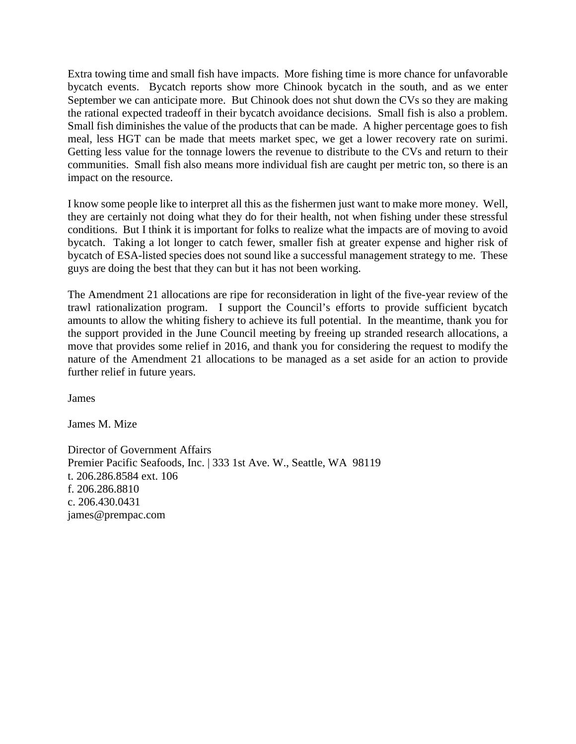Extra towing time and small fish have impacts. More fishing time is more chance for unfavorable bycatch events. Bycatch reports show more Chinook bycatch in the south, and as we enter September we can anticipate more. But Chinook does not shut down the CVs so they are making the rational expected tradeoff in their bycatch avoidance decisions. Small fish is also a problem. Small fish diminishes the value of the products that can be made. A higher percentage goes to fish meal, less HGT can be made that meets market spec, we get a lower recovery rate on surimi. Getting less value for the tonnage lowers the revenue to distribute to the CVs and return to their communities. Small fish also means more individual fish are caught per metric ton, so there is an impact on the resource.

I know some people like to interpret all this as the fishermen just want to make more money. Well, they are certainly not doing what they do for their health, not when fishing under these stressful conditions. But I think it is important for folks to realize what the impacts are of moving to avoid bycatch. Taking a lot longer to catch fewer, smaller fish at greater expense and higher risk of bycatch of ESA-listed species does not sound like a successful management strategy to me. These guys are doing the best that they can but it has not been working.

The Amendment 21 allocations are ripe for reconsideration in light of the five-year review of the trawl rationalization program. I support the Council's efforts to provide sufficient bycatch amounts to allow the whiting fishery to achieve its full potential. In the meantime, thank you for the support provided in the June Council meeting by freeing up stranded research allocations, a move that provides some relief in 2016, and thank you for considering the request to modify the nature of the Amendment 21 allocations to be managed as a set aside for an action to provide further relief in future years.

James

James M. Mize

Director of Government Affairs
Premier Pacific Seafoods, Inc. | 333 1st Ave. W., Seattle, WA 98119
t. 206.286.8584 ext. 106
f. 206.286.8810
c. 206.430.0431
james@prempac.com